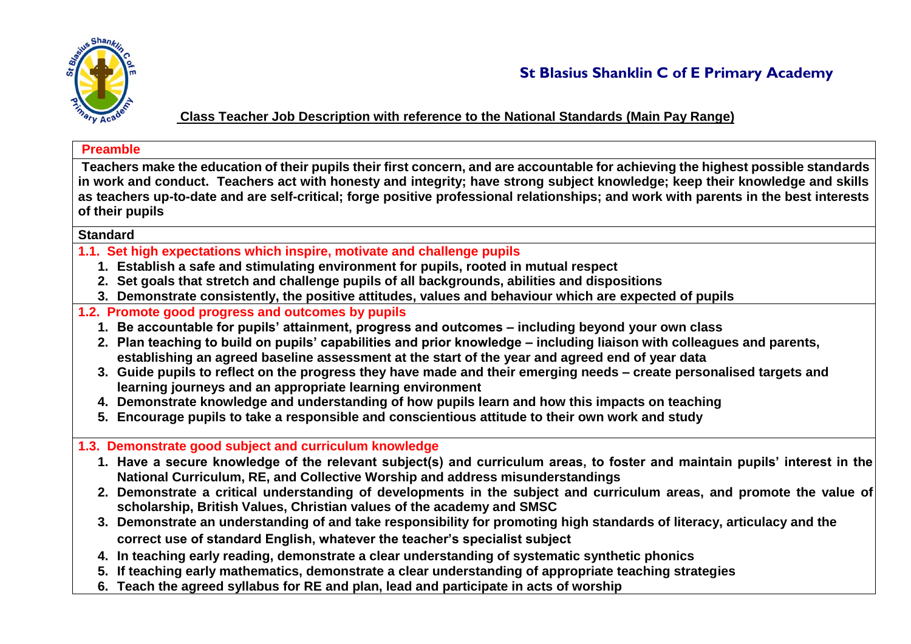# St Blasius Shanklin C of E Primary Academy

## Class Teacher Job Description with reference to the National Standards (Main Pay Range)

**Preamble**

**Teachers make the education of their pupils their first concern, and are accountable for achieving the highest possible standards in work and conduct. Teachers act with honesty and integrity; have strong subject knowledge; keep their knowledge and skills as teachers up-to-date and are self-critical; forge positive professional relationships; and work with parents in the best interests of their pupils**

**Standard**

**1.1. Set high expectations which inspire, motivate and challenge pupils**

1. Establish a safe and stimulating environment for pupils, rooted in mutual respect
2. Set goals that stretch and challenge pupils of all backgrounds, abilities and dispositions
3. Demonstrate consistently, the positive attitudes, values and behaviour which are expected of pupils

**1.2. Promote good progress and outcomes by pupils**

1. Be accountable for pupils' attainment, progress and outcomes – including beyond your own class
2. Plan teaching to build on pupils' capabilities and prior knowledge – including liaison with colleagues and parents, establishing an agreed baseline assessment at the start of the year and agreed end of year data
3. Guide pupils to reflect on the progress they have made and their emerging needs – create personalised targets and learning journeys and an appropriate learning environment
4. Demonstrate knowledge and understanding of how pupils learn and how this impacts on teaching
5. Encourage pupils to take a responsible and conscientious attitude to their own work and study

**1.3. Demonstrate good subject and curriculum knowledge**

1. Have a secure knowledge of the relevant subject(s) and curriculum areas, to foster and maintain pupils' interest in the National Curriculum, RE, and Collective Worship and address misunderstandings
2. Demonstrate a critical understanding of developments in the subject and curriculum areas, and promote the value of scholarship, British Values, Christian values of the academy and SMSC
3. Demonstrate an understanding of and take responsibility for promoting high standards of literacy, articulacy and the correct use of standard English, whatever the teacher's specialist subject
4. In teaching early reading, demonstrate a clear understanding of systematic synthetic phonics
5. If teaching early mathematics, demonstrate a clear understanding of appropriate teaching strategies
6. Teach the agreed syllabus for RE and plan, lead and participate in acts of worship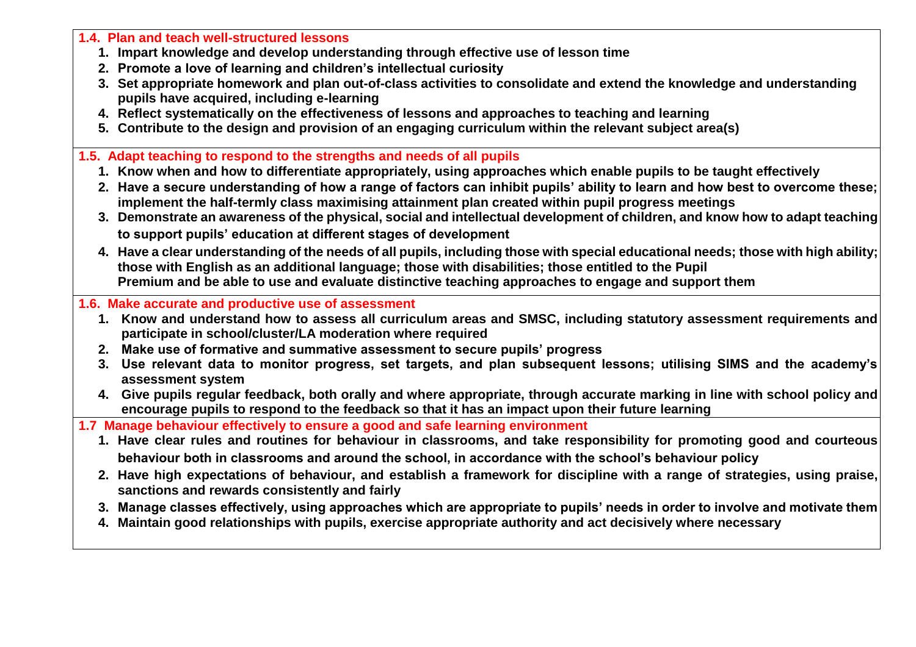### 1.4. Plan and teach well-structured lessons

1. **Impart knowledge and develop understanding through effective use of lesson time**
2. **Promote a love of learning and children's intellectual curiosity**
3. **Set appropriate homework and plan out-of-class activities to consolidate and extend the knowledge and understanding pupils have acquired, including e-learning**
4. **Reflect systematically on the effectiveness of lessons and approaches to teaching and learning**
5. **Contribute to the design and provision of an engaging curriculum within the relevant subject area(s)**

### 1.5. Adapt teaching to respond to the strengths and needs of all pupils

1. **Know when and how to differentiate appropriately, using approaches which enable pupils to be taught effectively**
2. **Have a secure understanding of how a range of factors can inhibit pupils' ability to learn and how best to overcome these; implement the half-termly class maximising attainment plan created within pupil progress meetings**
3. **Demonstrate an awareness of the physical, social and intellectual development of children, and know how to adapt teaching to support pupils' education at different stages of development**
4. **Have a clear understanding of the needs of all pupils, including those with special educational needs; those with high ability; those with English as an additional language; those with disabilities; those entitled to the Pupil Premium and be able to use and evaluate distinctive teaching approaches to engage and support them**

### 1.6. Make accurate and productive use of assessment

1. **Know and understand how to assess all curriculum areas and SMSC, including statutory assessment requirements and participate in school/cluster/LA moderation where required**
2. **Make use of formative and summative assessment to secure pupils' progress**
3. **Use relevant data to monitor progress, set targets, and plan subsequent lessons; utilising SIMS and the academy's assessment system**
4. **Give pupils regular feedback, both orally and where appropriate, through accurate marking in line with school policy and encourage pupils to respond to the feedback so that it has an impact upon their future learning**

### 1.7 Manage behaviour effectively to ensure a good and safe learning environment

1. **Have clear rules and routines for behaviour in classrooms, and take responsibility for promoting good and courteous behaviour both in classrooms and around the school, in accordance with the school's behaviour policy**
2. **Have high expectations of behaviour, and establish a framework for discipline with a range of strategies, using praise, sanctions and rewards consistently and fairly**
3. **Manage classes effectively, using approaches which are appropriate to pupils' needs in order to involve and motivate them**
4. **Maintain good relationships with pupils, exercise appropriate authority and act decisively where necessary**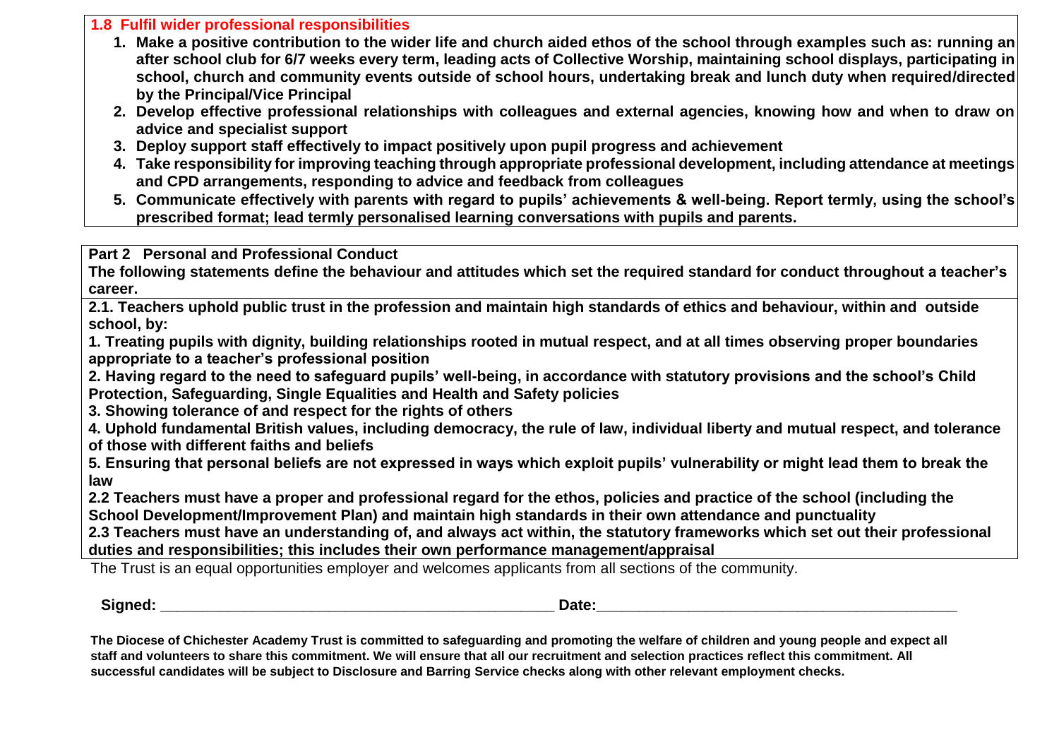### 1.8 Fulfil wider professional responsibilities

1. **Make a positive contribution to the wider life and church aided ethos of the school through examples such as: running an after school club for 6/7 weeks every term, leading acts of Collective Worship, maintaining school displays, participating in school, church and community events outside of school hours, undertaking break and lunch duty when required/directed by the Principal/Vice Principal**
2. **Develop effective professional relationships with colleagues and external agencies, knowing how and when to draw on advice and specialist support**
3. **Deploy support staff effectively to impact positively upon pupil progress and achievement**
4. **Take responsibility for improving teaching through appropriate professional development, including attendance at meetings and CPD arrangements, responding to advice and feedback from colleagues**
5. **Communicate effectively with parents with regard to pupils' achievements & well-being. Report termly, using the school's prescribed format; lead termly personalised learning conversations with pupils and parents.**

### Part 2 Personal and Professional Conduct

**The following statements define the behaviour and attitudes which set the required standard for conduct throughout a teacher's career.**

**2.1. Teachers uphold public trust in the profession and maintain high standards of ethics and behaviour, within and outside school, by:**

**1. Treating pupils with dignity, building relationships rooted in mutual respect, and at all times observing proper boundaries appropriate to a teacher's professional position**

**2. Having regard to the need to safeguard pupils' well-being, in accordance with statutory provisions and the school's Child Protection, Safeguarding, Single Equalities and Health and Safety policies**

**3. Showing tolerance of and respect for the rights of others**

**4. Uphold fundamental British values, including democracy, the rule of law, individual liberty and mutual respect, and tolerance of those with different faiths and beliefs**

**5. Ensuring that personal beliefs are not expressed in ways which exploit pupils' vulnerability or might lead them to break the law**

**2.2 Teachers must have a proper and professional regard for the ethos, policies and practice of the school (including the School Development/Improvement Plan) and maintain high standards in their own attendance and punctuality**

**2.3 Teachers must have an understanding of, and always act within, the statutory frameworks which set out their professional duties and responsibilities; this includes their own performance management/appraisal**

The Trust is an equal opportunities employer and welcomes applicants from all sections of the community.

**Signed:** \_\_\_\_\_\_\_\_\_\_\_\_\_\_\_\_\_\_\_\_\_\_\_\_\_\_\_\_\_\_\_\_\_\_\_\_\_\_\_\_ **Date:**\_\_\_\_\_\_\_\_\_\_\_\_\_\_\_\_\_\_\_\_\_\_\_\_\_\_\_\_\_\_\_\_\_\_\_\_\_\_\_\_

**The Diocese of Chichester Academy Trust is committed to safeguarding and promoting the welfare of children and young people and expect all staff and volunteers to share this commitment. We will ensure that all our recruitment and selection practices reflect this commitment. All successful candidates will be subject to Disclosure and Barring Service checks along with other relevant employment checks.**